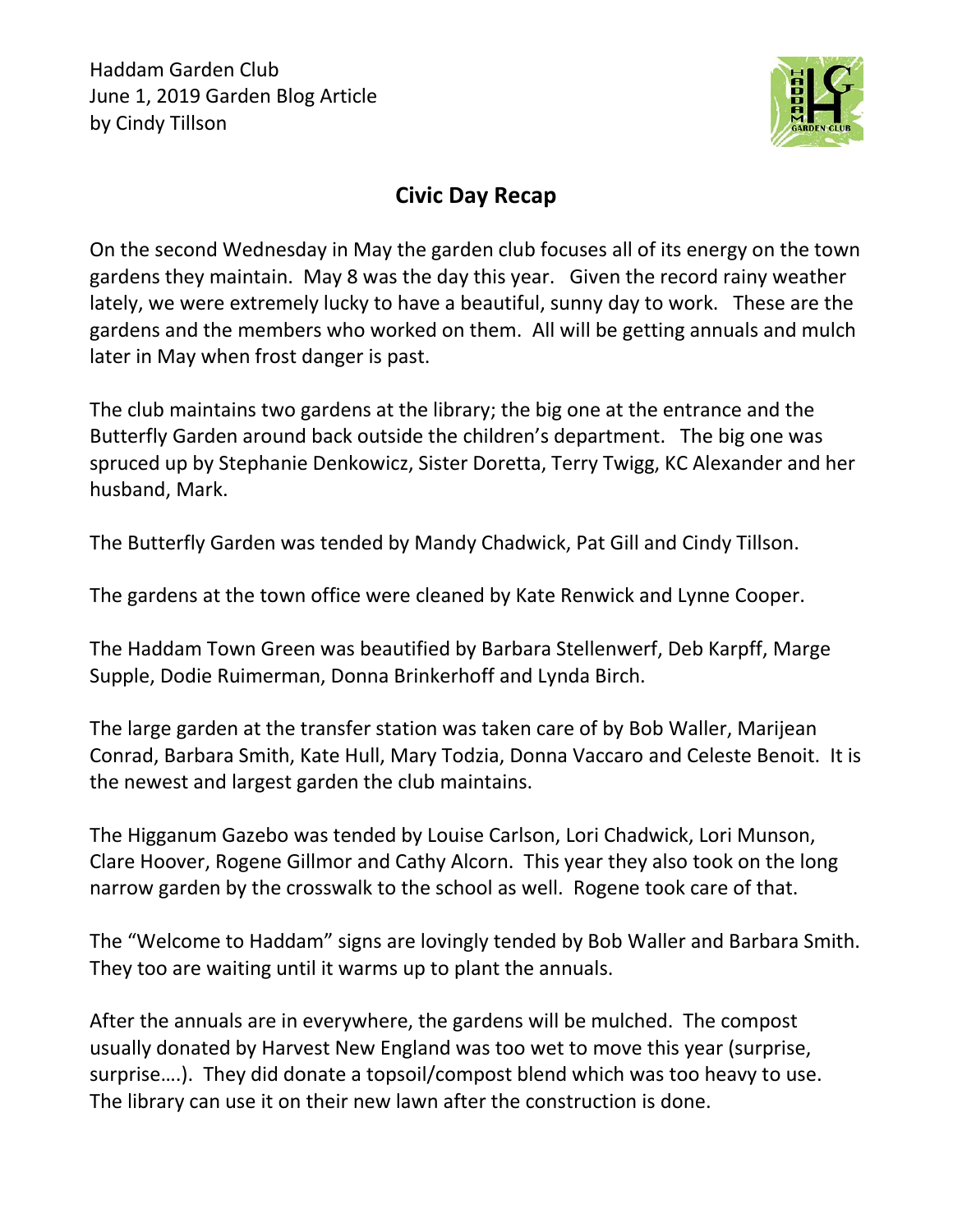Haddam Garden Club
June 1, 2019 Garden Blog Article
by Cindy Tillson

# Civic Day Recap

On the second Wednesday in May the garden club focuses all of its energy on the town gardens they maintain. May 8 was the day this year. Given the record rainy weather lately, we were extremely lucky to have a beautiful, sunny day to work. These are the gardens and the members who worked on them. All will be getting annuals and mulch later in May when frost danger is past.

The club maintains two gardens at the library; the big one at the entrance and the Butterfly Garden around back outside the children's department. The big one was spruced up by Stephanie Denkowicz, Sister Doretta, Terry Twigg, KC Alexander and her husband, Mark.

The Butterfly Garden was tended by Mandy Chadwick, Pat Gill and Cindy Tillson.

The gardens at the town office were cleaned by Kate Renwick and Lynne Cooper.

The Haddam Town Green was beautified by Barbara Stellenwerf, Deb Karpff, Marge Supple, Dodie Ruimerman, Donna Brinkerhoff and Lynda Birch.

The large garden at the transfer station was taken care of by Bob Waller, Marijean Conrad, Barbara Smith, Kate Hull, Mary Todzia, Donna Vaccaro and Celeste Benoit. It is the newest and largest garden the club maintains.

The Higganum Gazebo was tended by Louise Carlson, Lori Chadwick, Lori Munson, Clare Hoover, Rogene Gillmor and Cathy Alcorn. This year they also took on the long narrow garden by the crosswalk to the school as well. Rogene took care of that.

The "Welcome to Haddam" signs are lovingly tended by Bob Waller and Barbara Smith. They too are waiting until it warms up to plant the annuals.

After the annuals are in everywhere, the gardens will be mulched. The compost usually donated by Harvest New England was too wet to move this year (surprise, surprise….). They did donate a topsoil/compost blend which was too heavy to use. The library can use it on their new lawn after the construction is done.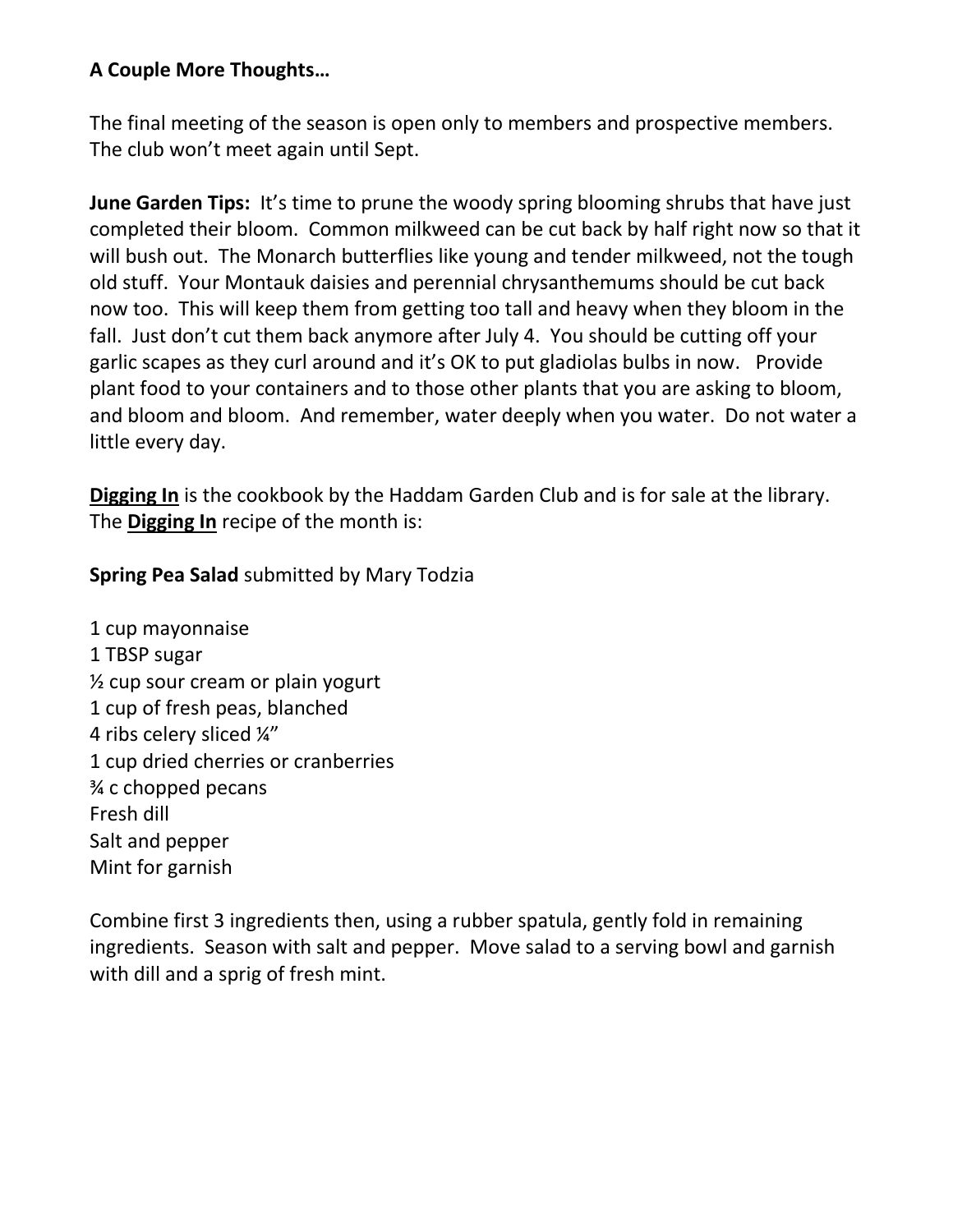**A Couple More Thoughts…**

The final meeting of the season is open only to members and prospective members. The club won't meet again until Sept.

**June Garden Tips:** It's time to prune the woody spring blooming shrubs that have just completed their bloom. Common milkweed can be cut back by half right now so that it will bush out. The Monarch butterflies like young and tender milkweed, not the tough old stuff. Your Montauk daisies and perennial chrysanthemums should be cut back now too. This will keep them from getting too tall and heavy when they bloom in the fall. Just don't cut them back anymore after July 4. You should be cutting off your garlic scapes as they curl around and it's OK to put gladiolas bulbs in now. Provide plant food to your containers and to those other plants that you are asking to bloom, and bloom and bloom. And remember, water deeply when you water. Do not water a little every day.

<u>**Digging In**</u> is the cookbook by the Haddam Garden Club and is for sale at the library. The <u>**Digging In**</u> recipe of the month is:

**Spring Pea Salad** submitted by Mary Todzia

1 cup mayonnaise
1 TBSP sugar
½ cup sour cream or plain yogurt
1 cup of fresh peas, blanched
4 ribs celery sliced ¼"
1 cup dried cherries or cranberries
¾ c chopped pecans
Fresh dill
Salt and pepper
Mint for garnish

Combine first 3 ingredients then, using a rubber spatula, gently fold in remaining ingredients. Season with salt and pepper. Move salad to a serving bowl and garnish with dill and a sprig of fresh mint.